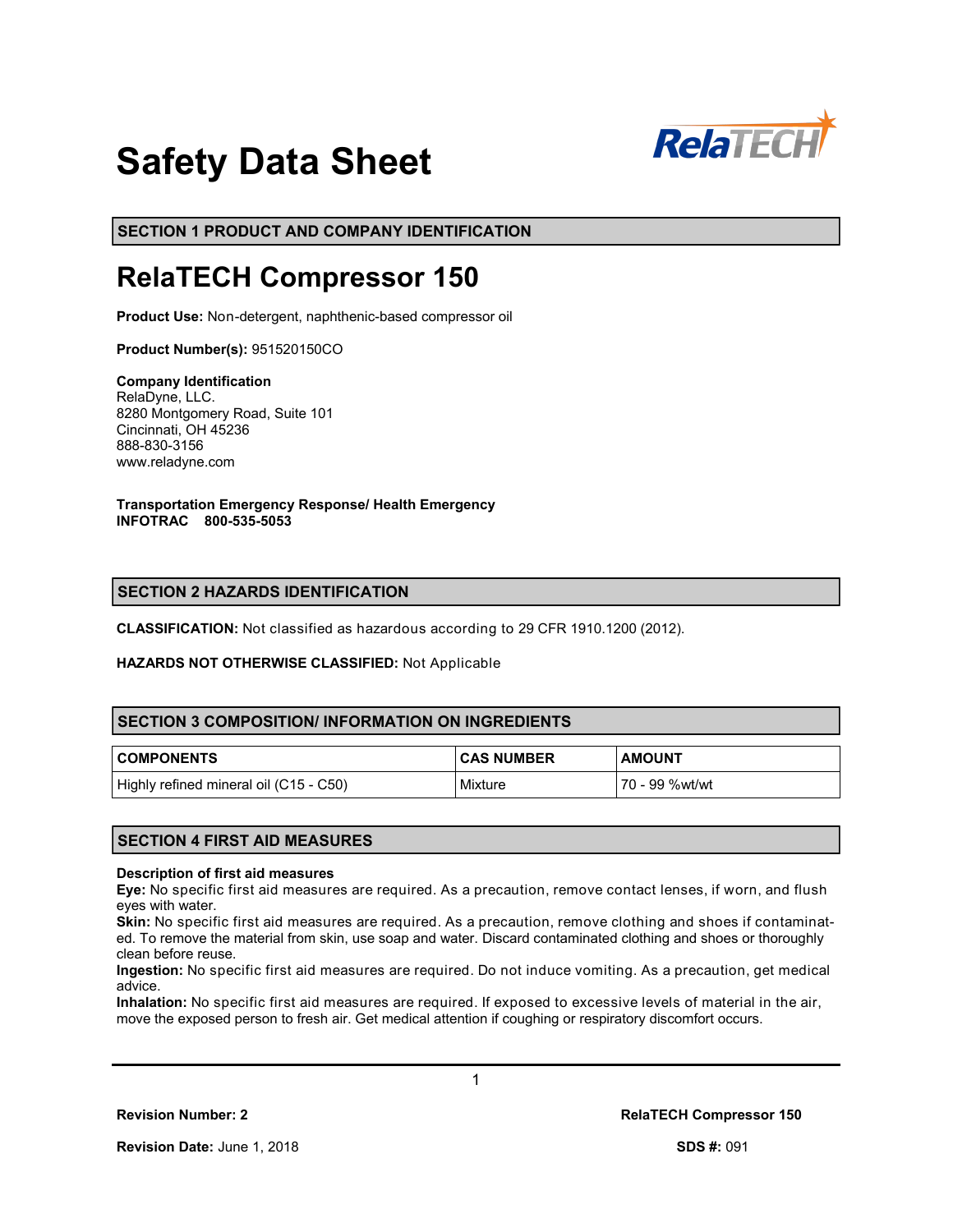# Safety Data Sheet

## SECTION 1 PRODUCT AND COMPANY IDENTIFICATION

# RelaTECH Compressor 150

**Product Use:** Non-detergent, naphthenic-based compressor oil

**Product Number(s):** 951520150CO

**Company Identification**
RelaDyne, LLC.
8280 Montgomery Road, Suite 101
Cincinnati, OH 45236
888-830-3156
www.reladyne.com

**Transportation Emergency Response/ Health Emergency**
**INFOTRAC 800-535-5053**

## SECTION 2 HAZARDS IDENTIFICATION

**CLASSIFICATION:** Not classified as hazardous according to 29 CFR 1910.1200 (2012).

**HAZARDS NOT OTHERWISE CLASSIFIED:** Not Applicable

## SECTION 3 COMPOSITION/ INFORMATION ON INGREDIENTS

| COMPONENTS | CAS NUMBER | AMOUNT |
|---|---|---|
| Highly refined mineral oil (C15 - C50) | Mixture | 70 - 99 %wt/wt |

## SECTION 4 FIRST AID MEASURES

**Description of first aid measures**
**Eye:** No specific first aid measures are required. As a precaution, remove contact lenses, if worn, and flush eyes with water.
**Skin:** No specific first aid measures are required. As a precaution, remove clothing and shoes if contaminated. To remove the material from skin, use soap and water. Discard contaminated clothing and shoes or thoroughly clean before reuse.
**Ingestion:** No specific first aid measures are required. Do not induce vomiting. As a precaution, get medical advice.
**Inhalation:** No specific first aid measures are required. If exposed to excessive levels of material in the air, move the exposed person to fresh air. Get medical attention if coughing or respiratory discomfort occurs.

**Revision Number:** 2 | RelaTECH Compressor 150
**Revision Date:** June 1, 2018 | **SDS #:** 091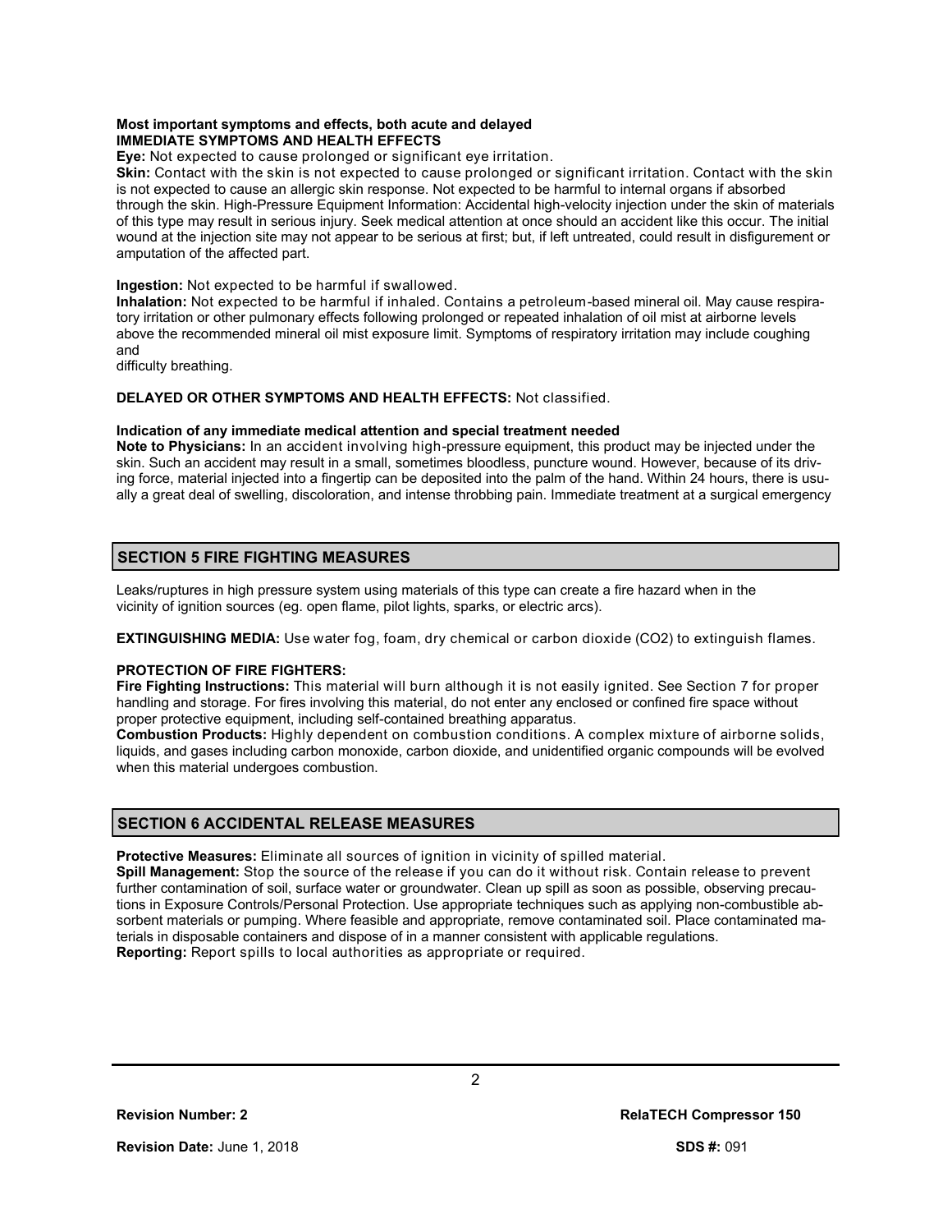**Most important symptoms and effects, both acute and delayed**
**IMMEDIATE SYMPTOMS AND HEALTH EFFECTS**

**Eye:** Not expected to cause prolonged or significant eye irritation.

**Skin:** Contact with the skin is not expected to cause prolonged or significant irritation. Contact with the skin is not expected to cause an allergic skin response. Not expected to be harmful to internal organs if absorbed through the skin. High-Pressure Equipment Information: Accidental high-velocity injection under the skin of materials of this type may result in serious injury. Seek medical attention at once should an accident like this occur. The initial wound at the injection site may not appear to be serious at first; but, if left untreated, could result in disfigurement or amputation of the affected part.

**Ingestion:** Not expected to be harmful if swallowed.

**Inhalation:** Not expected to be harmful if inhaled. Contains a petroleum-based mineral oil. May cause respiratory irritation or other pulmonary effects following prolonged or repeated inhalation of oil mist at airborne levels above the recommended mineral oil mist exposure limit. Symptoms of respiratory irritation may include coughing and difficulty breathing.

**DELAYED OR OTHER SYMPTOMS AND HEALTH EFFECTS:** Not classified.

**Indication of any immediate medical attention and special treatment needed**

**Note to Physicians:** In an accident involving high-pressure equipment, this product may be injected under the skin. Such an accident may result in a small, sometimes bloodless, puncture wound. However, because of its driving force, material injected into a fingertip can be deposited into the palm of the hand. Within 24 hours, there is usually a great deal of swelling, discoloration, and intense throbbing pain. Immediate treatment at a surgical emergency

## SECTION 5 FIRE FIGHTING MEASURES

Leaks/ruptures in high pressure system using materials of this type can create a fire hazard when in the vicinity of ignition sources (eg. open flame, pilot lights, sparks, or electric arcs).

**EXTINGUISHING MEDIA:** Use water fog, foam, dry chemical or carbon dioxide ($CO_2$) to extinguish flames.

**PROTECTION OF FIRE FIGHTERS:**

**Fire Fighting Instructions:** This material will burn although it is not easily ignited. See Section 7 for proper handling and storage. For fires involving this material, do not enter any enclosed or confined fire space without proper protective equipment, including self-contained breathing apparatus.

**Combustion Products:** Highly dependent on combustion conditions. A complex mixture of airborne solids, liquids, and gases including carbon monoxide, carbon dioxide, and unidentified organic compounds will be evolved when this material undergoes combustion.

## SECTION 6 ACCIDENTAL RELEASE MEASURES

**Protective Measures:** Eliminate all sources of ignition in vicinity of spilled material.

**Spill Management:** Stop the source of the release if you can do it without risk. Contain release to prevent further contamination of soil, surface water or groundwater. Clean up spill as soon as possible, observing precautions in Exposure Controls/Personal Protection. Use appropriate techniques such as applying non-combustible absorbent materials or pumping. Where feasible and appropriate, remove contaminated soil. Place contaminated materials in disposable containers and dispose of in a manner consistent with applicable regulations.

**Reporting:** Report spills to local authorities as appropriate or required.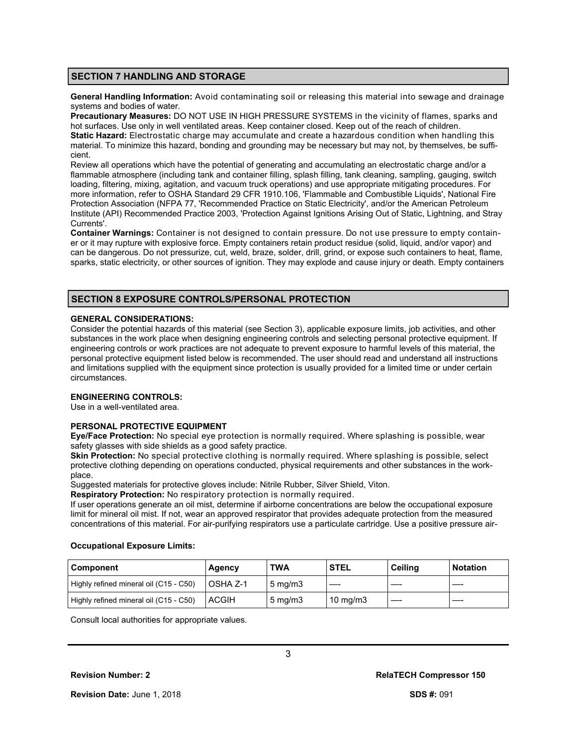## SECTION 7 HANDLING AND STORAGE

**General Handling Information:** Avoid contaminating soil or releasing this material into sewage and drainage systems and bodies of water.

**Precautionary Measures:** DO NOT USE IN HIGH PRESSURE SYSTEMS in the vicinity of flames, sparks and hot surfaces. Use only in well ventilated areas. Keep container closed. Keep out of the reach of children.

**Static Hazard:** Electrostatic charge may accumulate and create a hazardous condition when handling this material. To minimize this hazard, bonding and grounding may be necessary but may not, by themselves, be sufficient.

Review all operations which have the potential of generating and accumulating an electrostatic charge and/or a flammable atmosphere (including tank and container filling, splash filling, tank cleaning, sampling, gauging, switch loading, filtering, mixing, agitation, and vacuum truck operations) and use appropriate mitigating procedures. For more information, refer to OSHA Standard 29 CFR 1910.106, 'Flammable and Combustible Liquids', National Fire Protection Association (NFPA 77, 'Recommended Practice on Static Electricity', and/or the American Petroleum Institute (API) Recommended Practice 2003, 'Protection Against Ignitions Arising Out of Static, Lightning, and Stray Currents'.

**Container Warnings:** Container is not designed to contain pressure. Do not use pressure to empty container or it may rupture with explosive force. Empty containers retain product residue (solid, liquid, and/or vapor) and can be dangerous. Do not pressurize, cut, weld, braze, solder, drill, grind, or expose such containers to heat, flame, sparks, static electricity, or other sources of ignition. They may explode and cause injury or death. Empty containers

## SECTION 8 EXPOSURE CONTROLS/PERSONAL PROTECTION

**GENERAL CONSIDERATIONS:**

Consider the potential hazards of this material (see Section 3), applicable exposure limits, job activities, and other substances in the work place when designing engineering controls and selecting personal protective equipment. If engineering controls or work practices are not adequate to prevent exposure to harmful levels of this material, the personal protective equipment listed below is recommended. The user should read and understand all instructions and limitations supplied with the equipment since protection is usually provided for a limited time or under certain circumstances.

**ENGINEERING CONTROLS:**

Use in a well-ventilated area.

**PERSONAL PROTECTIVE EQUIPMENT**

**Eye/Face Protection:** No special eye protection is normally required. Where splashing is possible, wear safety glasses with side shields as a good safety practice.

**Skin Protection:** No special protective clothing is normally required. Where splashing is possible, select protective clothing depending on operations conducted, physical requirements and other substances in the workplace.

Suggested materials for protective gloves include: Nitrile Rubber, Silver Shield, Viton.

**Respiratory Protection:** No respiratory protection is normally required.

If user operations generate an oil mist, determine if airborne concentrations are below the occupational exposure limit for mineral oil mist. If not, wear an approved respirator that provides adequate protection from the measured concentrations of this material. For air-purifying respirators use a particulate cartridge. Use a positive pressure air-

**Occupational Exposure Limits:**

| Component | Agency | TWA | STEL | Ceiling | Notation |
|---|---|---|---|---|---|
| Highly refined mineral oil (C15 - C50) | OSHA Z-1 | 5 mg/m3 | —- | —- | —- |
| Highly refined mineral oil (C15 - C50) | ACGIH | 5 mg/m3 | 10 mg/m3 | —- | —- |

Consult local authorities for appropriate values.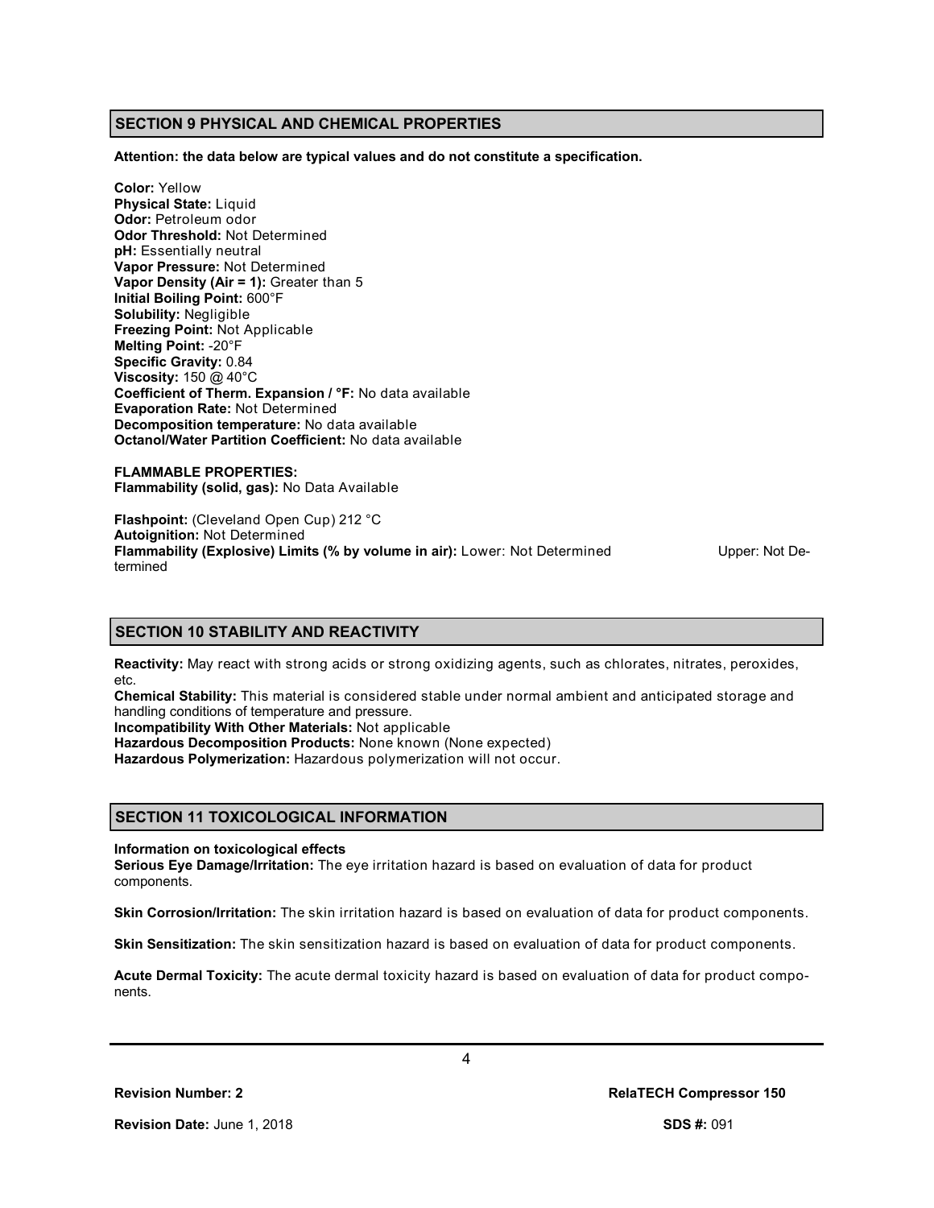## SECTION 9 PHYSICAL AND CHEMICAL PROPERTIES

**Attention: the data below are typical values and do not constitute a specification.**

**Color:** Yellow
**Physical State:** Liquid
**Odor:** Petroleum odor
**Odor Threshold:** Not Determined
**pH:** Essentially neutral
**Vapor Pressure:** Not Determined
**Vapor Density (Air = 1):** Greater than 5
**Initial Boiling Point:** 600°F
**Solubility:** Negligible
**Freezing Point:** Not Applicable
**Melting Point:** -20°F
**Specific Gravity:** 0.84
**Viscosity:** 150 @ 40°C
**Coefficient of Therm. Expansion / °F:** No data available
**Evaporation Rate:** Not Determined
**Decomposition temperature:** No data available
**Octanol/Water Partition Coefficient:** No data available

**FLAMMABLE PROPERTIES:**
**Flammability (solid, gas):** No Data Available

**Flashpoint:** (Cleveland Open Cup) 212 °C
**Autoignition:** Not Determined
**Flammability (Explosive) Limits (% by volume in air):** Lower: Not Determined Upper: Not Determined

## SECTION 10 STABILITY AND REACTIVITY

**Reactivity:** May react with strong acids or strong oxidizing agents, such as chlorates, nitrates, peroxides, etc.
**Chemical Stability:** This material is considered stable under normal ambient and anticipated storage and handling conditions of temperature and pressure.
**Incompatibility With Other Materials:** Not applicable
**Hazardous Decomposition Products:** None known (None expected)
**Hazardous Polymerization:** Hazardous polymerization will not occur.

## SECTION 11 TOXICOLOGICAL INFORMATION

**Information on toxicological effects**
**Serious Eye Damage/Irritation:** The eye irritation hazard is based on evaluation of data for product components.

**Skin Corrosion/Irritation:** The skin irritation hazard is based on evaluation of data for product components.

**Skin Sensitization:** The skin sensitization hazard is based on evaluation of data for product components.

**Acute Dermal Toxicity:** The acute dermal toxicity hazard is based on evaluation of data for product components.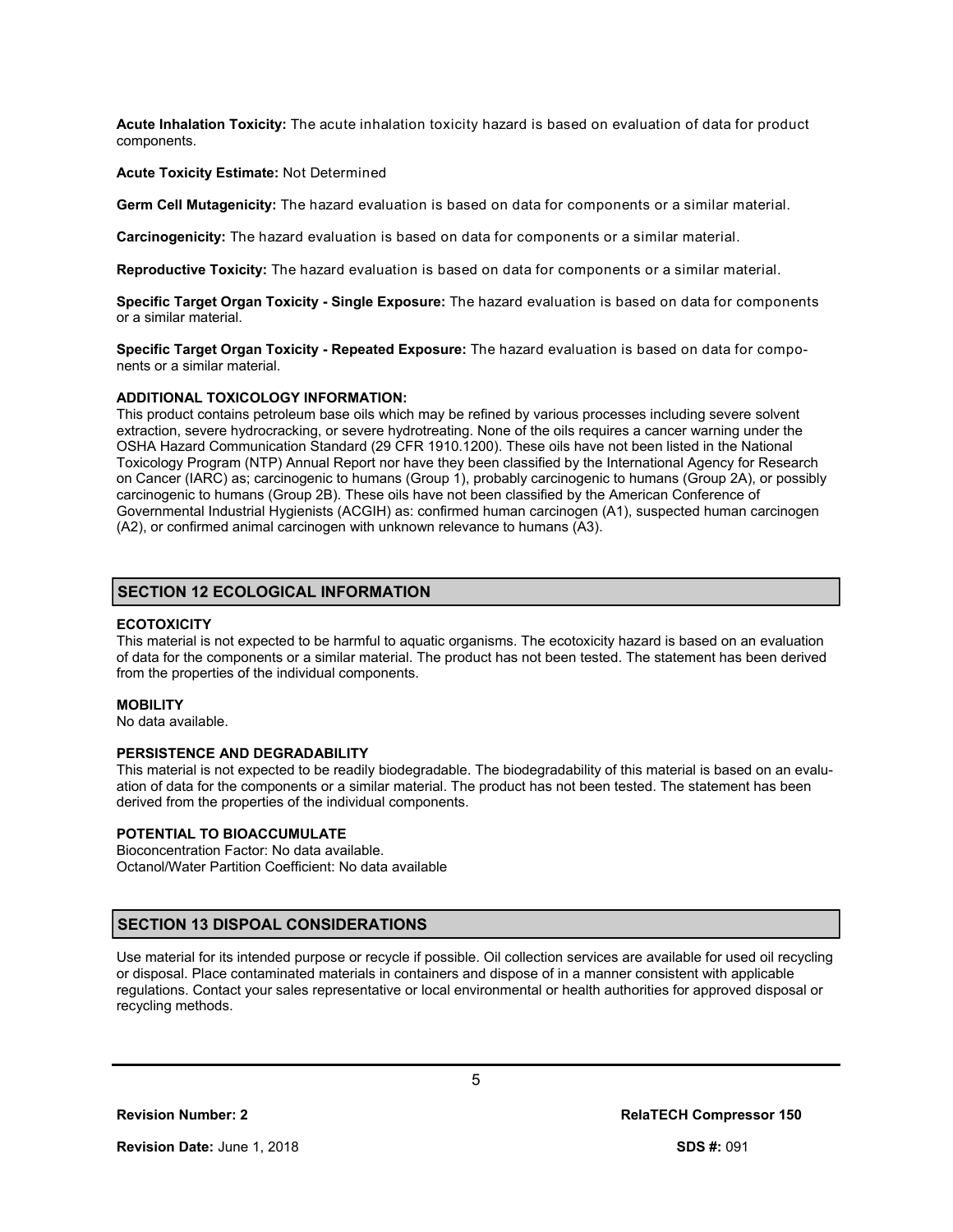**Acute Inhalation Toxicity:** The acute inhalation toxicity hazard is based on evaluation of data for product components.

**Acute Toxicity Estimate:** Not Determined

**Germ Cell Mutagenicity:** The hazard evaluation is based on data for components or a similar material.

**Carcinogenicity:** The hazard evaluation is based on data for components or a similar material.

**Reproductive Toxicity:** The hazard evaluation is based on data for components or a similar material.

**Specific Target Organ Toxicity - Single Exposure:** The hazard evaluation is based on data for components or a similar material.

**Specific Target Organ Toxicity - Repeated Exposure:** The hazard evaluation is based on data for components or a similar material.

**ADDITIONAL TOXICOLOGY INFORMATION:**

This product contains petroleum base oils which may be refined by various processes including severe solvent extraction, severe hydrocracking, or severe hydrotreating. None of the oils requires a cancer warning under the OSHA Hazard Communication Standard (29 CFR 1910.1200). These oils have not been listed in the National Toxicology Program (NTP) Annual Report nor have they been classified by the International Agency for Research on Cancer (IARC) as; carcinogenic to humans (Group 1), probably carcinogenic to humans (Group 2A), or possibly carcinogenic to humans (Group 2B). These oils have not been classified by the American Conference of Governmental Industrial Hygienists (ACGIH) as: confirmed human carcinogen (A1), suspected human carcinogen (A2), or confirmed animal carcinogen with unknown relevance to humans (A3).

## SECTION 12 ECOLOGICAL INFORMATION

**ECOTOXICITY**

This material is not expected to be harmful to aquatic organisms. The ecotoxicity hazard is based on an evaluation of data for the components or a similar material. The product has not been tested. The statement has been derived from the properties of the individual components.

**MOBILITY**

No data available.

**PERSISTENCE AND DEGRADABILITY**

This material is not expected to be readily biodegradable. The biodegradability of this material is based on an evaluation of data for the components or a similar material. The product has not been tested. The statement has been derived from the properties of the individual components.

**POTENTIAL TO BIOACCUMULATE**

Bioconcentration Factor: No data available.
Octanol/Water Partition Coefficient: No data available

## SECTION 13 DISPOAL CONSIDERATIONS

Use material for its intended purpose or recycle if possible. Oil collection services are available for used oil recycling or disposal. Place contaminated materials in containers and dispose of in a manner consistent with applicable regulations. Contact your sales representative or local environmental or health authorities for approved disposal or recycling methods.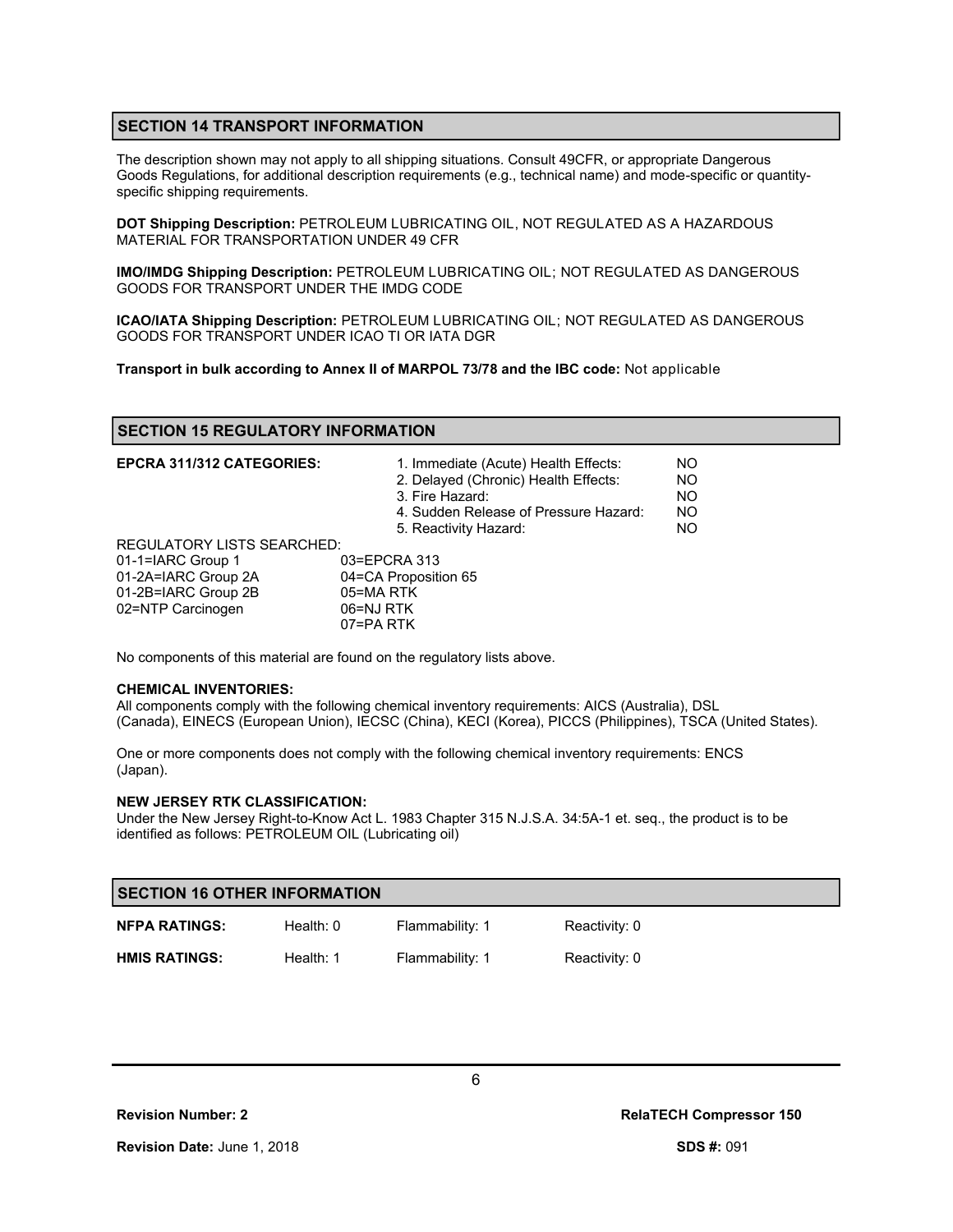## SECTION 14 TRANSPORT INFORMATION

The description shown may not apply to all shipping situations. Consult 49CFR, or appropriate Dangerous Goods Regulations, for additional description requirements (e.g., technical name) and mode-specific or quantity-specific shipping requirements.

**DOT Shipping Description:** PETROLEUM LUBRICATING OIL, NOT REGULATED AS A HAZARDOUS MATERIAL FOR TRANSPORTATION UNDER 49 CFR

**IMO/IMDG Shipping Description:** PETROLEUM LUBRICATING OIL; NOT REGULATED AS DANGEROUS GOODS FOR TRANSPORT UNDER THE IMDG CODE

**ICAO/IATA Shipping Description:** PETROLEUM LUBRICATING OIL; NOT REGULATED AS DANGEROUS GOODS FOR TRANSPORT UNDER ICAO TI OR IATA DGR

**Transport in bulk according to Annex II of MARPOL 73/78 and the IBC code:** Not applicable

## SECTION 15 REGULATORY INFORMATION

| **EPCRA 311/312 CATEGORIES:** | | |
|---|---|---|
| | 1. Immediate (Acute) Health Effects: | NO |
| | 2. Delayed (Chronic) Health Effects: | NO |
| | 3. Fire Hazard: | NO |
| | 4. Sudden Release of Pressure Hazard: | NO |
| | 5. Reactivity Hazard: | NO |

REGULATORY LISTS SEARCHED:

| | |
|---|---|
| 01-1=IARC Group 1 | 03=EPCRA 313 |
| 01-2A=IARC Group 2A | 04=CA Proposition 65 |
| 01-2B=IARC Group 2B | 05=MA RTK |
| 02=NTP Carcinogen | 06=NJ RTK |
| | 07=PA RTK |

No components of this material are found on the regulatory lists above.

**CHEMICAL INVENTORIES:**

All components comply with the following chemical inventory requirements: AICS (Australia), DSL (Canada), EINECS (European Union), IECSC (China), KECI (Korea), PICCS (Philippines), TSCA (United States).

One or more components does not comply with the following chemical inventory requirements: ENCS (Japan).

**NEW JERSEY RTK CLASSIFICATION:**

Under the New Jersey Right-to-Know Act L. 1983 Chapter 315 N.J.S.A. 34:5A-1 et. seq., the product is to be identified as follows: PETROLEUM OIL (Lubricating oil)

## SECTION 16 OTHER INFORMATION

| | | | |
|---|---|---|---|
| **NFPA RATINGS:** | Health: 0 | Flammability: 1 | Reactivity: 0 |
| **HMIS RATINGS:** | Health: 1 | Flammability: 1 | Reactivity: 0 |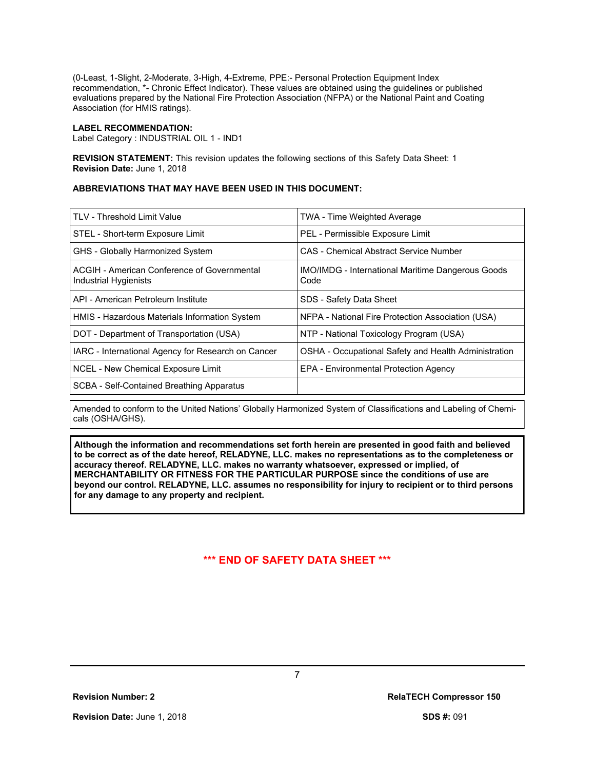(0-Least, 1-Slight, 2-Moderate, 3-High, 4-Extreme, PPE:- Personal Protection Equipment Index recommendation, *- Chronic Effect Indicator). These values are obtained using the guidelines or published evaluations prepared by the National Fire Protection Association (NFPA) or the National Paint and Coating Association (for HMIS ratings).

**LABEL RECOMMENDATION:**
Label Category : INDUSTRIAL OIL 1 - IND1

**REVISION STATEMENT:** This revision updates the following sections of this Safety Data Sheet: 1
**Revision Date:** June 1, 2018

**ABBREVIATIONS THAT MAY HAVE BEEN USED IN THIS DOCUMENT:**

| | |
|---|---|
| TLV - Threshold Limit Value | TWA - Time Weighted Average |
| STEL - Short-term Exposure Limit | PEL - Permissible Exposure Limit |
| GHS - Globally Harmonized System | CAS - Chemical Abstract Service Number |
| ACGIH - American Conference of Governmental Industrial Hygienists | IMO/IMDG - International Maritime Dangerous Goods Code |
| API - American Petroleum Institute | SDS - Safety Data Sheet |
| HMIS - Hazardous Materials Information System | NFPA - National Fire Protection Association (USA) |
| DOT - Department of Transportation (USA) | NTP - National Toxicology Program (USA) |
| IARC - International Agency for Research on Cancer | OSHA - Occupational Safety and Health Administration |
| NCEL - New Chemical Exposure Limit | EPA - Environmental Protection Agency |
| SCBA - Self-Contained Breathing Apparatus | |

Amended to conform to the United Nations' Globally Harmonized System of Classifications and Labeling of Chemicals (OSHA/GHS).

**Although the information and recommendations set forth herein are presented in good faith and believed to be correct as of the date hereof, RELADYNE, LLC. makes no representations as to the completeness or accuracy thereof. RELADYNE, LLC. makes no warranty whatsoever, expressed or implied, of MERCHANTABILITY OR FITNESS FOR THE PARTICULAR PURPOSE since the conditions of use are beyond our control. RELADYNE, LLC. assumes no responsibility for injury to recipient or to third persons for any damage to any property and recipient.**

**\*\*\* END OF SAFETY DATA SHEET \*\*\***